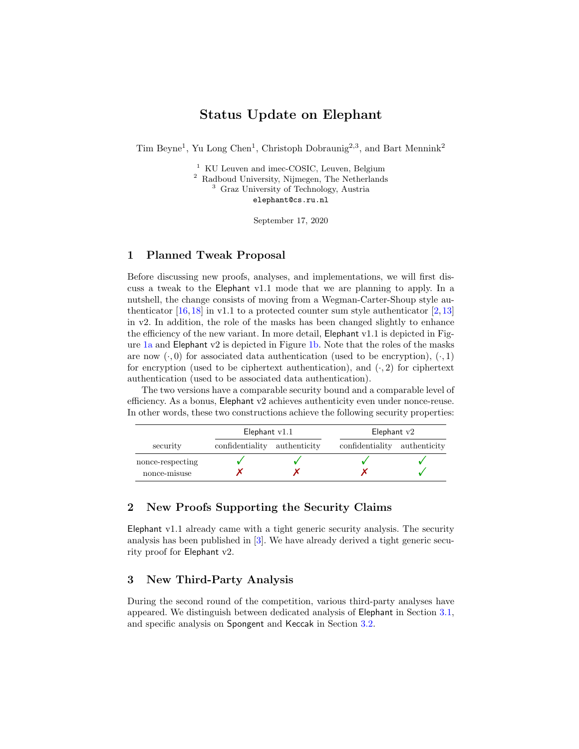# Status Update on Elephant

Tim Beyne[1], Yu Long Chen[1], Christoph Dobraunig[2,3], and Bart Mennink[2]

[1] KU Leuven and imec-COSIC, Leuven, Belgium
[2] Radboud University, Nijmegen, The Netherlands
[3] Graz University of Technology, Austria
elephant@cs.ru.nl

September 17, 2020

## 1 Planned Tweak Proposal

Before discussing new proofs, analyses, and implementations, we will first discuss a tweak to the Elephant v1.1 mode that we are planning to apply. In a nutshell, the change consists of moving from a Wegman-Carter-Shoup style authenticator [16,18] in v1.1 to a protected counter sum style authenticator [2,13] in v2. In addition, the role of the masks has been changed slightly to enhance the efficiency of the new variant. In more detail, Elephant v1.1 is depicted in Figure 1a and Elephant v2 is depicted in Figure 1b. Note that the roles of the masks are now $(\cdot, 0)$ for associated data authentication (used to be encryption), $(\cdot, 1)$ for encryption (used to be ciphertext authentication), and $(\cdot, 2)$ for ciphertext authentication (used to be associated data authentication).

The two versions have a comparable security bound and a comparable level of efficiency. As a bonus, Elephant v2 achieves authenticity even under nonce-reuse. In other words, these two constructions achieve the following security properties:

| | Elephant v1.1 | | Elephant v2 | |
|---|---|---|---|---|
| security | confidentiality | authenticity | confidentiality | authenticity |
| nonce-respecting | ✓ | ✓ | ✓ | ✓ |
| nonce-misuse | ✗ | ✗ | ✗ | ✓ |

## 2 New Proofs Supporting the Security Claims

Elephant v1.1 already came with a tight generic security analysis. The security analysis has been published in [3]. We have already derived a tight generic security proof for Elephant v2.

## 3 New Third-Party Analysis

During the second round of the competition, various third-party analyses have appeared. We distinguish between dedicated analysis of Elephant in Section 3.1, and specific analysis on Spongent and Keccak in Section 3.2.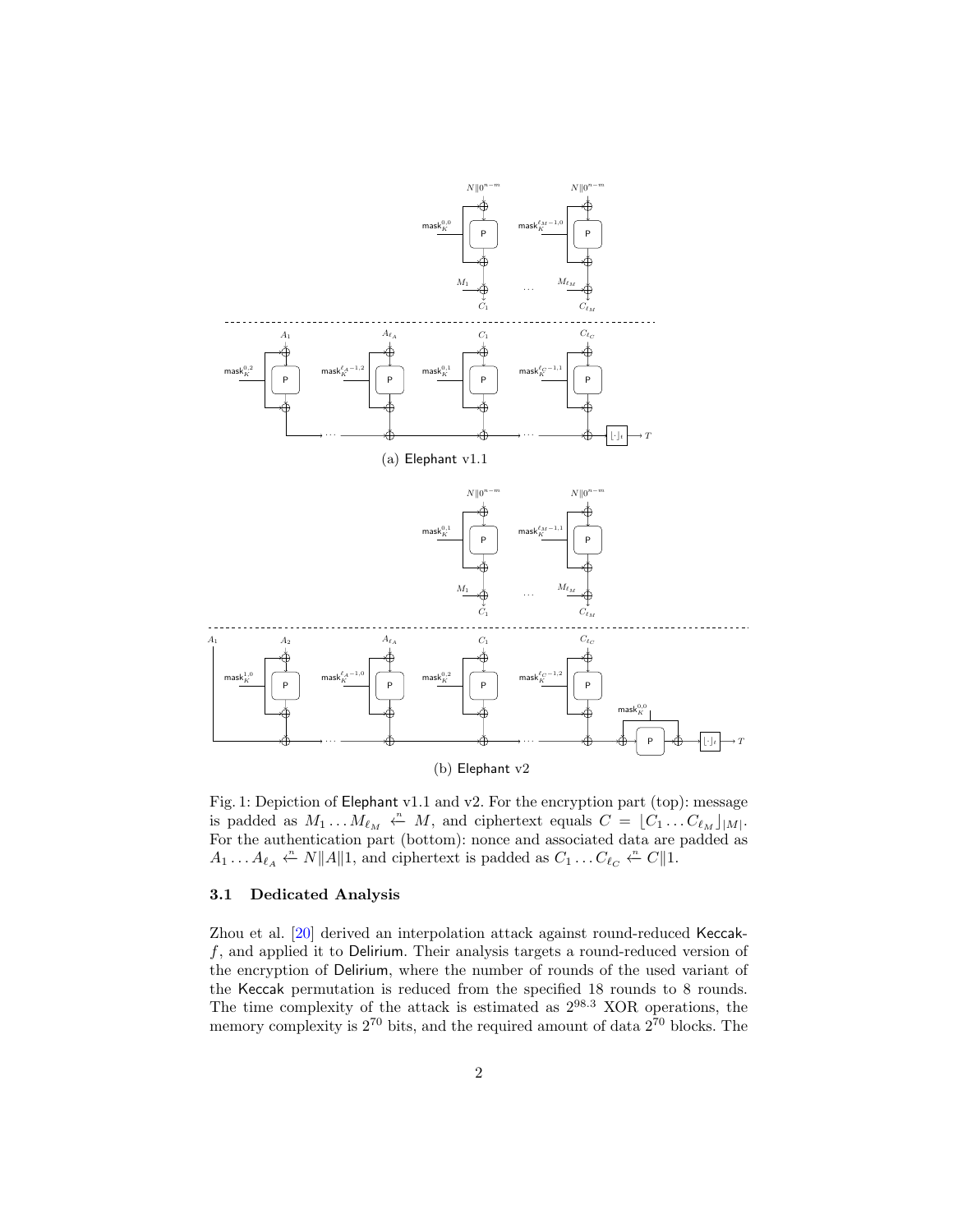(a) Elephant v1.1

(b) Elephant v2

Fig. 1: Depiction of Elephant v1.1 and v2. For the encryption part (top): message is padded as $M_1 \dots M_{\ell_M} \xleftarrow{n} M$, and ciphertext equals $C = \lfloor C_1 \dots C_{\ell_M} \rfloor_{|M|}$. For the authentication part (bottom): nonce and associated data are padded as $A_1 \dots A_{\ell_A} \xleftarrow{n} N \| A \| 1$, and ciphertext is padded as $C_1 \dots C_{\ell_C} \xleftarrow{n} C \| 1$.

### 3.1 Dedicated Analysis

Zhou et al. [20] derived an interpolation attack against round-reduced Keccak-$f$, and applied it to Delirium. Their analysis targets a round-reduced version of the encryption of Delirium, where the number of rounds of the used variant of the Keccak permutation is reduced from the specified 18 rounds to 8 rounds. The time complexity of the attack is estimated as $2^{98.3}$ XOR operations, the memory complexity is $2^{70}$ bits, and the required amount of data $2^{70}$ blocks. The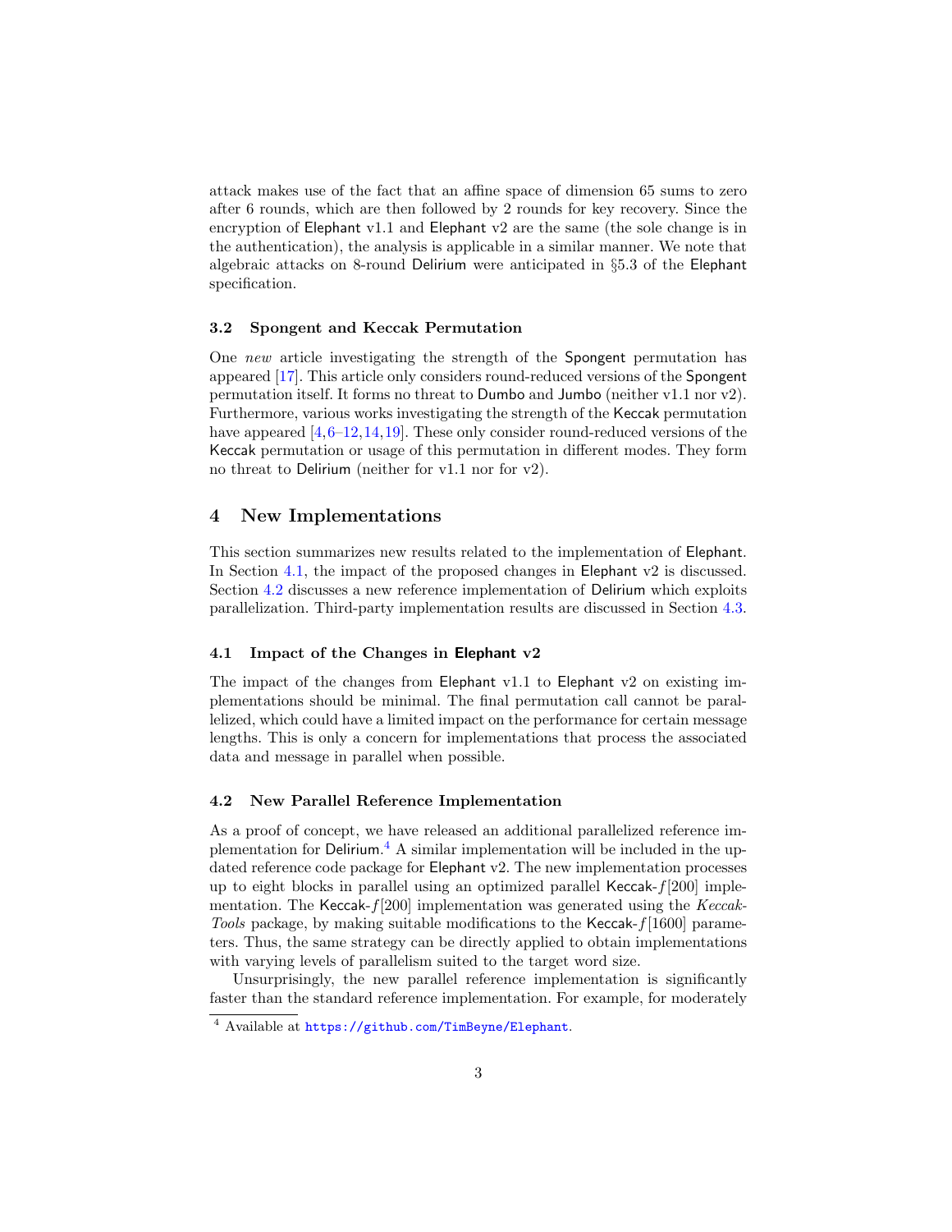attack makes use of the fact that an affine space of dimension 65 sums to zero after 6 rounds, which are then followed by 2 rounds for key recovery. Since the encryption of Elephant v1.1 and Elephant v2 are the same (the sole change is in the authentication), the analysis is applicable in a similar manner. We note that algebraic attacks on 8-round Delirium were anticipated in §5.3 of the Elephant specification.

### 3.2 Spongent and Keccak Permutation

One *new* article investigating the strength of the Spongent permutation has appeared [17]. This article only considers round-reduced versions of the Spongent permutation itself. It forms no threat to Dumbo and Jumbo (neither v1.1 nor v2). Furthermore, various works investigating the strength of the Keccak permutation have appeared [4,6–12,14,19]. These only consider round-reduced versions of the Keccak permutation or usage of this permutation in different modes. They form no threat to Delirium (neither for v1.1 nor for v2).

## 4 New Implementations

This section summarizes new results related to the implementation of Elephant. In Section 4.1, the impact of the proposed changes in Elephant v2 is discussed. Section 4.2 discusses a new reference implementation of Delirium which exploits parallelization. Third-party implementation results are discussed in Section 4.3.

### 4.1 Impact of the Changes in Elephant v2

The impact of the changes from Elephant v1.1 to Elephant v2 on existing implementations should be minimal. The final permutation call cannot be parallelized, which could have a limited impact on the performance for certain message lengths. This is only a concern for implementations that process the associated data and message in parallel when possible.

### 4.2 New Parallel Reference Implementation

As a proof of concept, we have released an additional parallelized reference implementation for Delirium.[4] A similar implementation will be included in the updated reference code package for Elephant v2. The new implementation processes up to eight blocks in parallel using an optimized parallel Keccak-$f[200]$ implementation. The Keccak-$f[200]$ implementation was generated using the *Keccak-Tools* package, by making suitable modifications to the Keccak-$f[1600]$ parameters. Thus, the same strategy can be directly applied to obtain implementations with varying levels of parallelism suited to the target word size.

Unsurprisingly, the new parallel reference implementation is significantly faster than the standard reference implementation. For example, for moderately

[4] Available at https://github.com/TimBeyne/Elephant.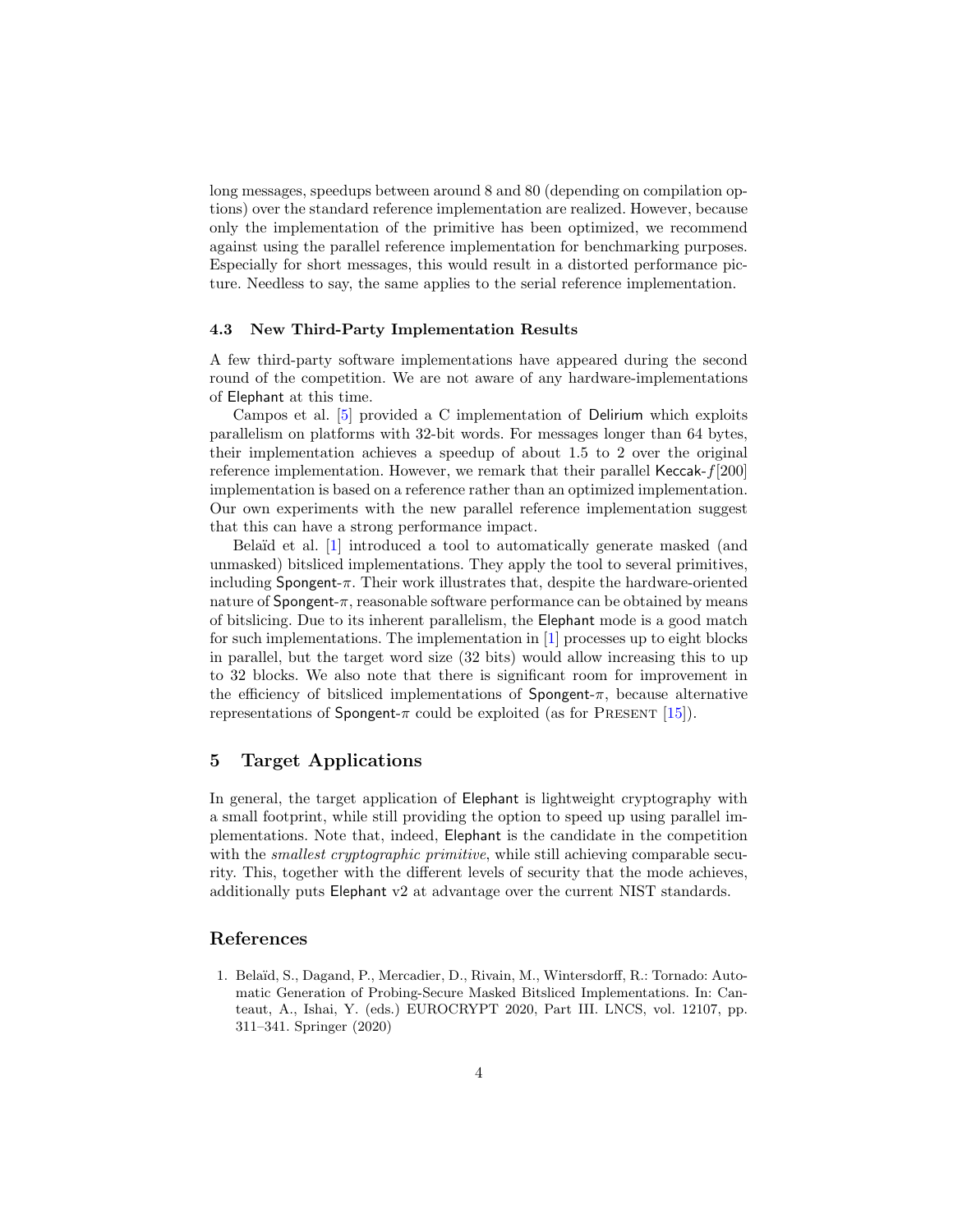long messages, speedups between around 8 and 80 (depending on compilation options) over the standard reference implementation are realized. However, because only the implementation of the primitive has been optimized, we recommend against using the parallel reference implementation for benchmarking purposes. Especially for short messages, this would result in a distorted performance picture. Needless to say, the same applies to the serial reference implementation.

### 4.3 New Third-Party Implementation Results

A few third-party software implementations have appeared during the second round of the competition. We are not aware of any hardware-implementations of Elephant at this time.

Campos et al. [5] provided a C implementation of Delirium which exploits parallelism on platforms with 32-bit words. For messages longer than 64 bytes, their implementation achieves a speedup of about 1.5 to 2 over the original reference implementation. However, we remark that their parallel Keccak-$f[200]$ implementation is based on a reference rather than an optimized implementation. Our own experiments with the new parallel reference implementation suggest that this can have a strong performance impact.

Belaïd et al. [1] introduced a tool to automatically generate masked (and unmasked) bitsliced implementations. They apply the tool to several primitives, including Spongent-$\pi$. Their work illustrates that, despite the hardware-oriented nature of Spongent-$\pi$, reasonable software performance can be obtained by means of bitslicing. Due to its inherent parallelism, the Elephant mode is a good match for such implementations. The implementation in [1] processes up to eight blocks in parallel, but the target word size (32 bits) would allow increasing this to up to 32 blocks. We also note that there is significant room for improvement in the efficiency of bitsliced implementations of Spongent-$\pi$, because alternative representations of Spongent-$\pi$ could be exploited (as for Present [15]).

## 5 Target Applications

In general, the target application of Elephant is lightweight cryptography with a small footprint, while still providing the option to speed up using parallel implementations. Note that, indeed, Elephant is the candidate in the competition with the *smallest cryptographic primitive*, while still achieving comparable security. This, together with the different levels of security that the mode achieves, additionally puts Elephant v2 at advantage over the current NIST standards.

## References

1. Belaïd, S., Dagand, P., Mercadier, D., Rivain, M., Wintersdorff, R.: Tornado: Automatic Generation of Probing-Secure Masked Bitsliced Implementations. In: Canteaut, A., Ishai, Y. (eds.) EUROCRYPT 2020, Part III. LNCS, vol. 12107, pp. 311–341. Springer (2020)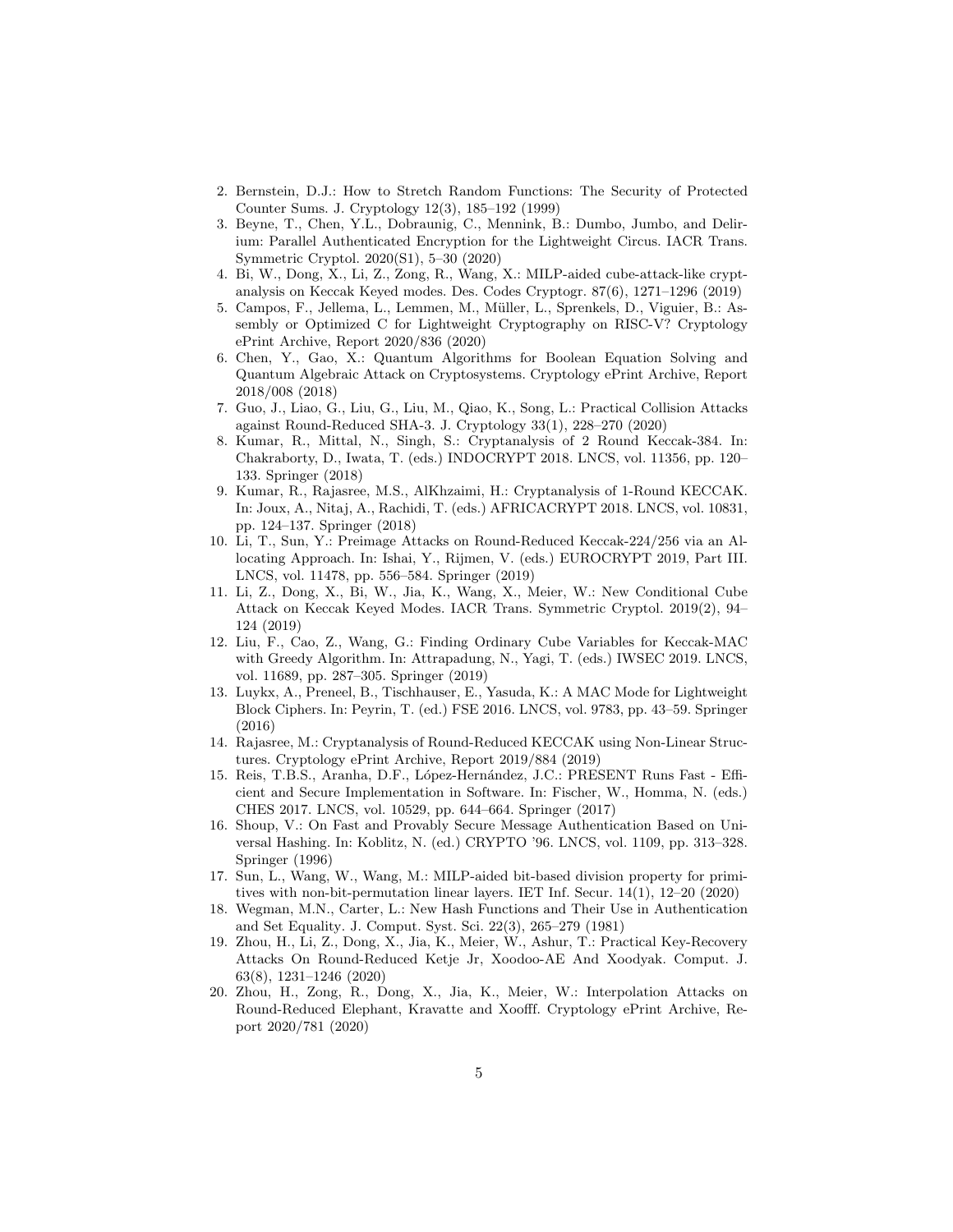2. Bernstein, D.J.: How to Stretch Random Functions: The Security of Protected Counter Sums. J. Cryptology 12(3), 185–192 (1999)
3. Beyne, T., Chen, Y.L., Dobraunig, C., Mennink, B.: Dumbo, Jumbo, and Delirium: Parallel Authenticated Encryption for the Lightweight Circus. IACR Trans. Symmetric Cryptol. 2020(S1), 5–30 (2020)
4. Bi, W., Dong, X., Li, Z., Zong, R., Wang, X.: MILP-aided cube-attack-like cryptanalysis on Keccak Keyed modes. Des. Codes Cryptogr. 87(6), 1271–1296 (2019)
5. Campos, F., Jellema, L., Lemmen, M., Müller, L., Sprenkels, D., Viguier, B.: Assembly or Optimized C for Lightweight Cryptography on RISC-V? Cryptology ePrint Archive, Report 2020/836 (2020)
6. Chen, Y., Gao, X.: Quantum Algorithms for Boolean Equation Solving and Quantum Algebraic Attack on Cryptosystems. Cryptology ePrint Archive, Report 2018/008 (2018)
7. Guo, J., Liao, G., Liu, G., Liu, M., Qiao, K., Song, L.: Practical Collision Attacks against Round-Reduced SHA-3. J. Cryptology 33(1), 228–270 (2020)
8. Kumar, R., Mittal, N., Singh, S.: Cryptanalysis of 2 Round Keccak-384. In: Chakraborty, D., Iwata, T. (eds.) INDOCRYPT 2018. LNCS, vol. 11356, pp. 120–133. Springer (2018)
9. Kumar, R., Rajasree, M.S., AlKhzaimi, H.: Cryptanalysis of 1-Round KECCAK. In: Joux, A., Nitaj, A., Rachidi, T. (eds.) AFRICACRYPT 2018. LNCS, vol. 10831, pp. 124–137. Springer (2018)
10. Li, T., Sun, Y.: Preimage Attacks on Round-Reduced Keccak-224/256 via an Allocating Approach. In: Ishai, Y., Rijmen, V. (eds.) EUROCRYPT 2019, Part III. LNCS, vol. 11478, pp. 556–584. Springer (2019)
11. Li, Z., Dong, X., Bi, W., Jia, K., Wang, X., Meier, W.: New Conditional Cube Attack on Keccak Keyed Modes. IACR Trans. Symmetric Cryptol. 2019(2), 94–124 (2019)
12. Liu, F., Cao, Z., Wang, G.: Finding Ordinary Cube Variables for Keccak-MAC with Greedy Algorithm. In: Attrapadung, N., Yagi, T. (eds.) IWSEC 2019. LNCS, vol. 11689, pp. 287–305. Springer (2019)
13. Luykx, A., Preneel, B., Tischhauser, E., Yasuda, K.: A MAC Mode for Lightweight Block Ciphers. In: Peyrin, T. (ed.) FSE 2016. LNCS, vol. 9783, pp. 43–59. Springer (2016)
14. Rajasree, M.: Cryptanalysis of Round-Reduced KECCAK using Non-Linear Structures. Cryptology ePrint Archive, Report 2019/884 (2019)
15. Reis, T.B.S., Aranha, D.F., López-Hernández, J.C.: PRESENT Runs Fast - Efficient and Secure Implementation in Software. In: Fischer, W., Homma, N. (eds.) CHES 2017. LNCS, vol. 10529, pp. 644–664. Springer (2017)
16. Shoup, V.: On Fast and Provably Secure Message Authentication Based on Universal Hashing. In: Koblitz, N. (ed.) CRYPTO '96. LNCS, vol. 1109, pp. 313–328. Springer (1996)
17. Sun, L., Wang, W., Wang, M.: MILP-aided bit-based division property for primitives with non-bit-permutation linear layers. IET Inf. Secur. 14(1), 12–20 (2020)
18. Wegman, M.N., Carter, L.: New Hash Functions and Their Use in Authentication and Set Equality. J. Comput. Syst. Sci. 22(3), 265–279 (1981)
19. Zhou, H., Li, Z., Dong, X., Jia, K., Meier, W., Ashur, T.: Practical Key-Recovery Attacks On Round-Reduced Ketje Jr, Xoodoo-AE And Xoodyak. Comput. J. 63(8), 1231–1246 (2020)
20. Zhou, H., Zong, R., Dong, X., Jia, K., Meier, W.: Interpolation Attacks on Round-Reduced Elephant, Kravatte and Xoofff. Cryptology ePrint Archive, Report 2020/781 (2020)